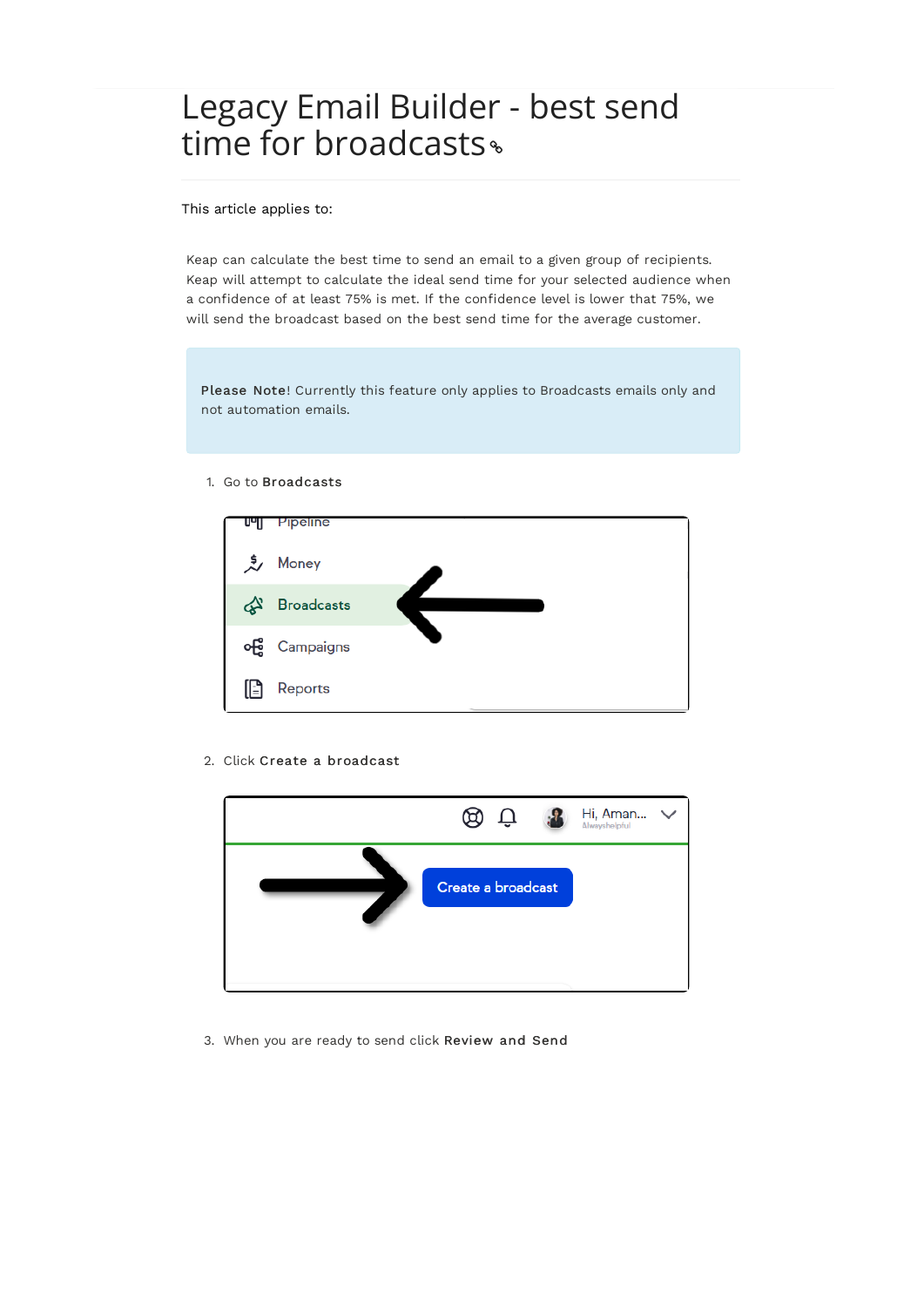# Legacy Email Builder - best send time for broadcasts

This article applies to:

Keap can calculate the best time to send an email to a given group of recipients. Keap will attempt to calculate the ideal send time for your selected audience when a confidence of at least 75% is met. If the confidence level is lower that 75%, we will send the broadcast based on the best send time for the average customer.

> **Please Note**! Currently this feature only applies to Broadcasts emails only and not automation emails.

1. Go to **Broadcasts**
2. Click **Create a broadcast**
3. When you are ready to send click **Review and Send**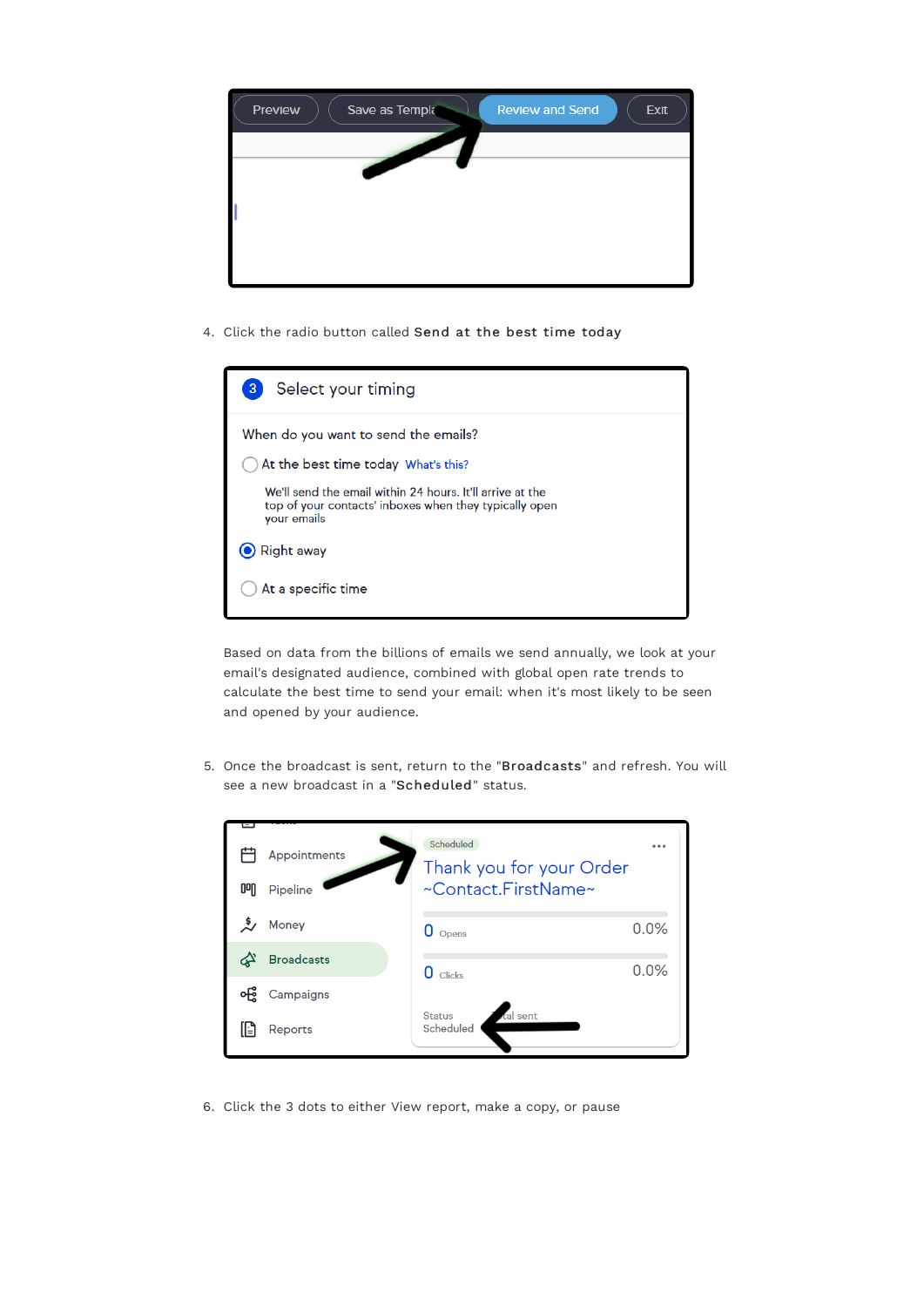4. Click the radio button called **Send at the best time today**

Based on data from the billions of emails we send annually, we look at your email's designated audience, combined with global open rate trends to calculate the best time to send your email: when it's most likely to be seen and opened by your audience.

5. Once the broadcast is sent, return to the "**Broadcasts**" and refresh. You will see a new broadcast in a "**Scheduled**" status.

6. Click the 3 dots to either View report, make a copy, or pause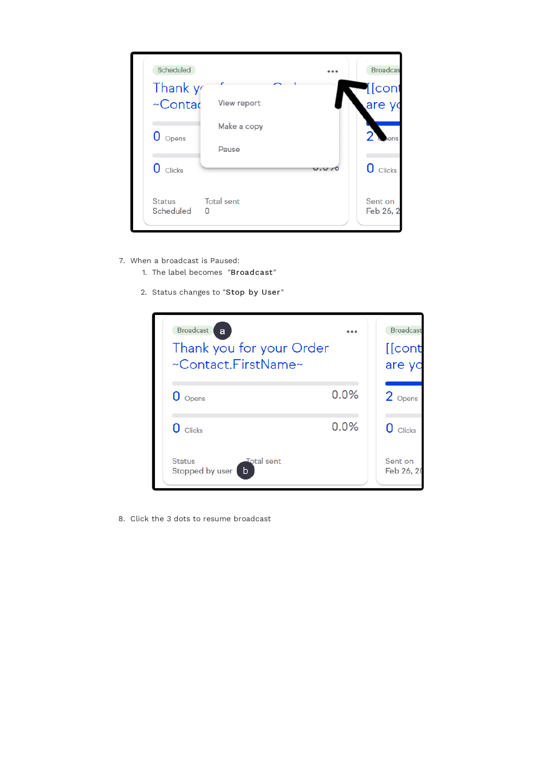7. When a broadcast is Paused:
    1. The label becomes "**Broadcast**"
    2. Status changes to "**Stop by User**"

8. Click the 3 dots to resume broadcast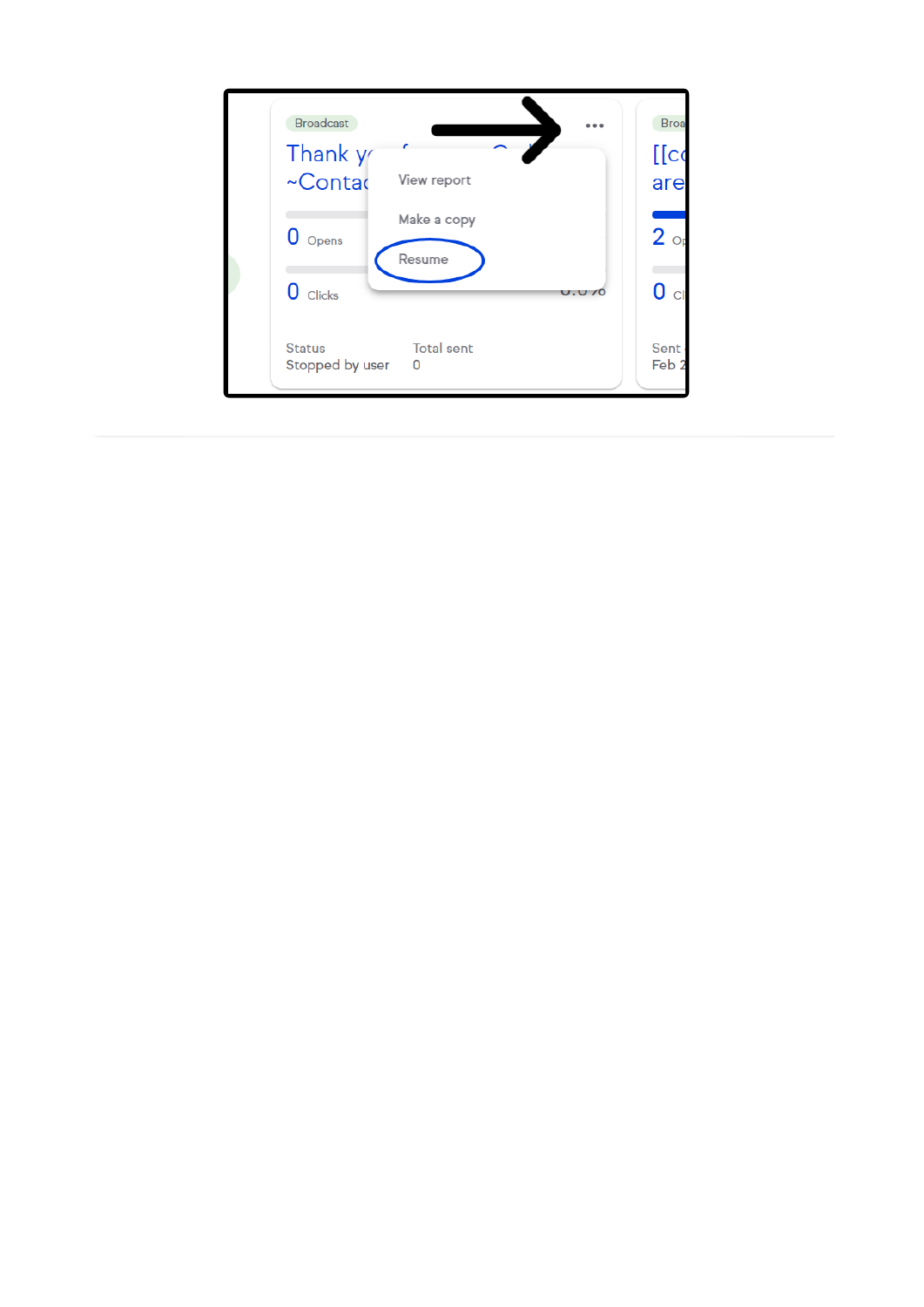Broadcast

Thank y... ~Contac...

View report

Make a copy

Resume

0 Opens

0 Clicks

Status
Stopped by user

Total sent
0